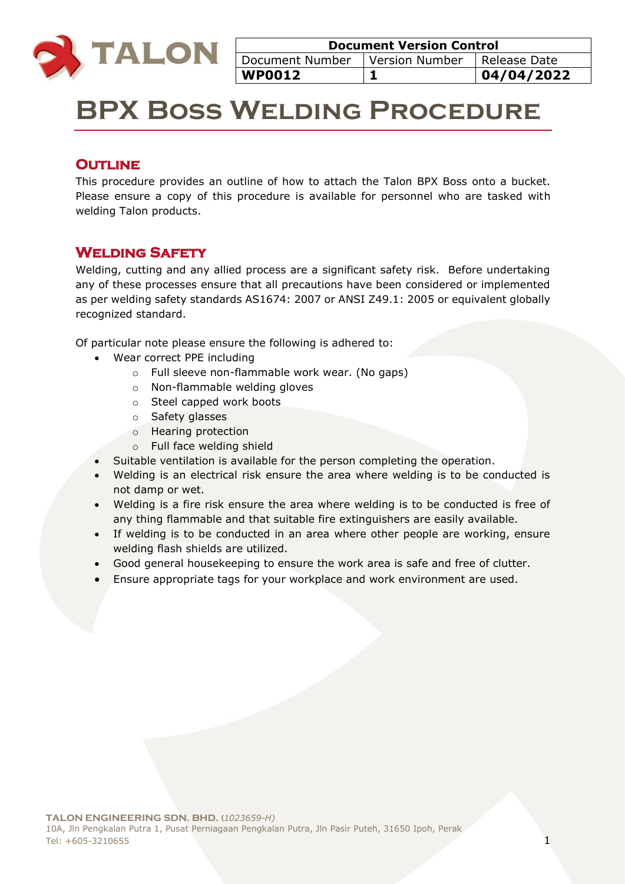| Document Version Control | | |
|---|---|---|
| Document Number | Version Number | Release Date |
| **WP0012** | **1** | **04/04/2022** |

# BPX Boss Welding Procedure

## Outline

This procedure provides an outline of how to attach the Talon BPX Boss onto a bucket. Please ensure a copy of this procedure is available for personnel who are tasked with welding Talon products.

## Welding Safety

Welding, cutting and any allied process are a significant safety risk. Before undertaking any of these processes ensure that all precautions have been considered or implemented as per welding safety standards AS1674: 2007 or ANSI Z49.1: 2005 or equivalent globally recognized standard.

Of particular note please ensure the following is adhered to:

- Wear correct PPE including
  - Full sleeve non-flammable work wear. (No gaps)
  - Non-flammable welding gloves
  - Steel capped work boots
  - Safety glasses
  - Hearing protection
  - Full face welding shield
- Suitable ventilation is available for the person completing the operation.
- Welding is an electrical risk ensure the area where welding is to be conducted is not damp or wet.
- Welding is a fire risk ensure the area where welding is to be conducted is free of any thing flammable and that suitable fire extinguishers are easily available.
- If welding is to be conducted in an area where other people are working, ensure welding flash shields are utilized.
- Good general housekeeping to ensure the work area is safe and free of clutter.
- Ensure appropriate tags for your workplace and work environment are used.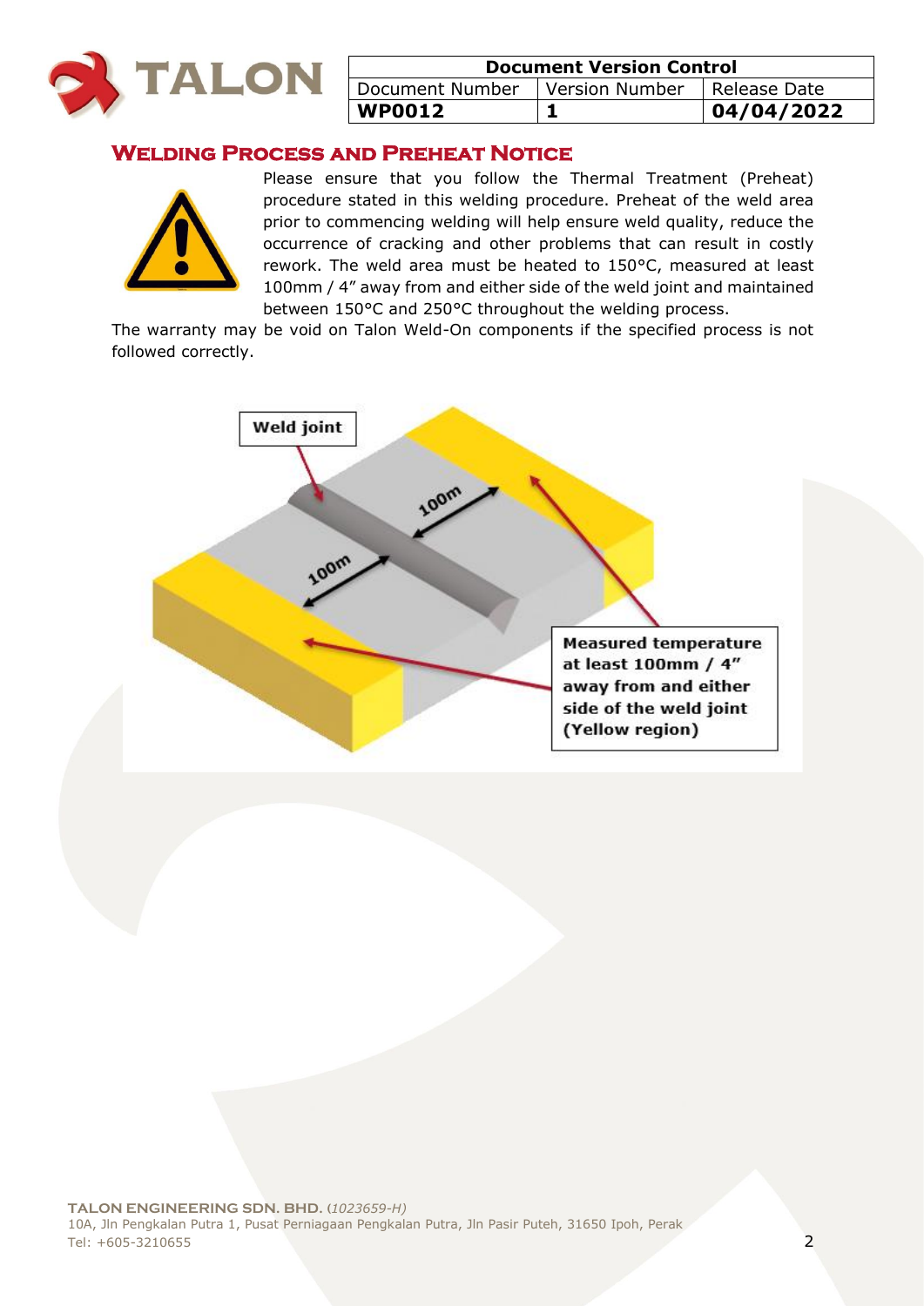| Document Version Control | | |
|---|---|---|
| Document Number | Version Number | Release Date |
| **WP0012** | **1** | **04/04/2022** |

## Welding Process and Preheat Notice

Please ensure that you follow the Thermal Treatment (Preheat) procedure stated in this welding procedure. Preheat of the weld area prior to commencing welding will help ensure weld quality, reduce the occurrence of cracking and other problems that can result in costly rework. The weld area must be heated to 150°C, measured at least 100mm / 4" away from and either side of the weld joint and maintained between 150°C and 250°C throughout the welding process.

The warranty may be void on Talon Weld-On components if the specified process is not followed correctly.

**Weld joint**

100m

100m

**Measured temperature at least 100mm / 4" away from and either side of the weld joint (Yellow region)**

**TALON ENGINEERING SDN. BHD.** *(1023659-H)*
10A, Jln Pengkalan Putra 1, Pusat Perniagaan Pengkalan Putra, Jln Pasir Puteh, 31650 Ipoh, Perak
Tel: +605-3210655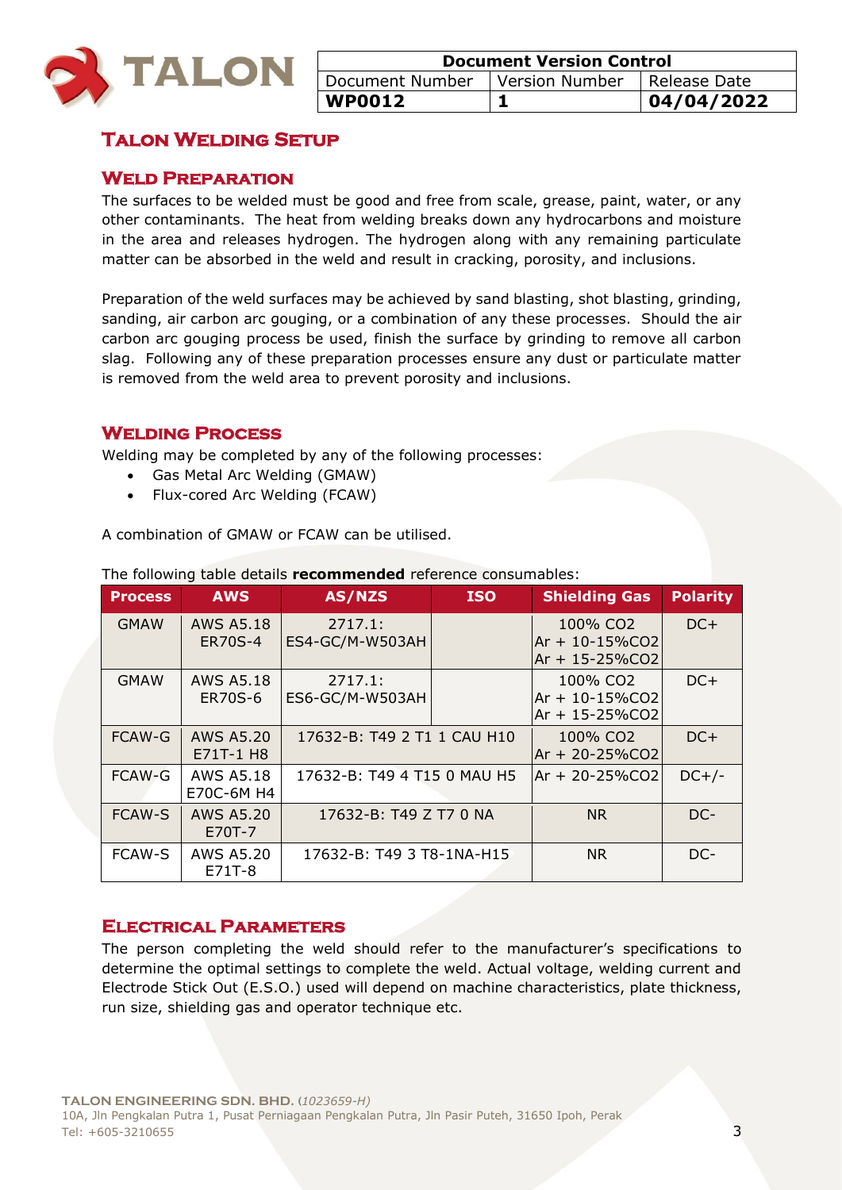| Document Version Control | | |
|---|---|---|
| Document Number | Version Number | Release Date |
| **WP0012** | **1** | **04/04/2022** |

# Talon Welding Setup

## Weld Preparation

The surfaces to be welded must be good and free from scale, grease, paint, water, or any other contaminants. The heat from welding breaks down any hydrocarbons and moisture in the area and releases hydrogen. The hydrogen along with any remaining particulate matter can be absorbed in the weld and result in cracking, porosity, and inclusions.

Preparation of the weld surfaces may be achieved by sand blasting, shot blasting, grinding, sanding, air carbon arc gouging, or a combination of any these processes. Should the air carbon arc gouging process be used, finish the surface by grinding to remove all carbon slag. Following any of these preparation processes ensure any dust or particulate matter is removed from the weld area to prevent porosity and inclusions.

## Welding Process

Welding may be completed by any of the following processes:

- Gas Metal Arc Welding (GMAW)
- Flux-cored Arc Welding (FCAW)

A combination of GMAW or FCAW can be utilised.

The following table details **recommended** reference consumables:

| Process | AWS | AS/NZS | ISO | Shielding Gas | Polarity |
|---|---|---|---|---|---|
| GMAW | AWS A5.18 ER70S-4 | 2717.1: ES4-GC/M-W503AH | | 100% $CO_2$<br>Ar + 10-15%$CO_2$<br>Ar + 15-25%$CO_2$ | DC+ |
| GMAW | AWS A5.18 ER70S-6 | 2717.1: ES6-GC/M-W503AH | | 100% $CO_2$<br>Ar + 10-15%$CO_2$<br>Ar + 15-25%$CO_2$ | DC+ |
| FCAW-G | AWS A5.20 E71T-1 H8 | 17632-B: T49 2 T1 1 CAU H10 | | 100% $CO_2$<br>Ar + 20-25%$CO_2$ | DC+ |
| FCAW-G | AWS A5.18 E70C-6M H4 | 17632-B: T49 4 T15 0 MAU H5 | | Ar + 20-25%$CO_2$ | DC+/- |
| FCAW-S | AWS A5.20 E70T-7 | 17632-B: T49 Z T7 0 NA | | NR | DC- |
| FCAW-S | AWS A5.20 E71T-8 | 17632-B: T49 3 T8-1NA-H15 | | NR | DC- |

## Electrical Parameters

The person completing the weld should refer to the manufacturer's specifications to determine the optimal settings to complete the weld. Actual voltage, welding current and Electrode Stick Out (E.S.O.) used will depend on machine characteristics, plate thickness, run size, shielding gas and operator technique etc.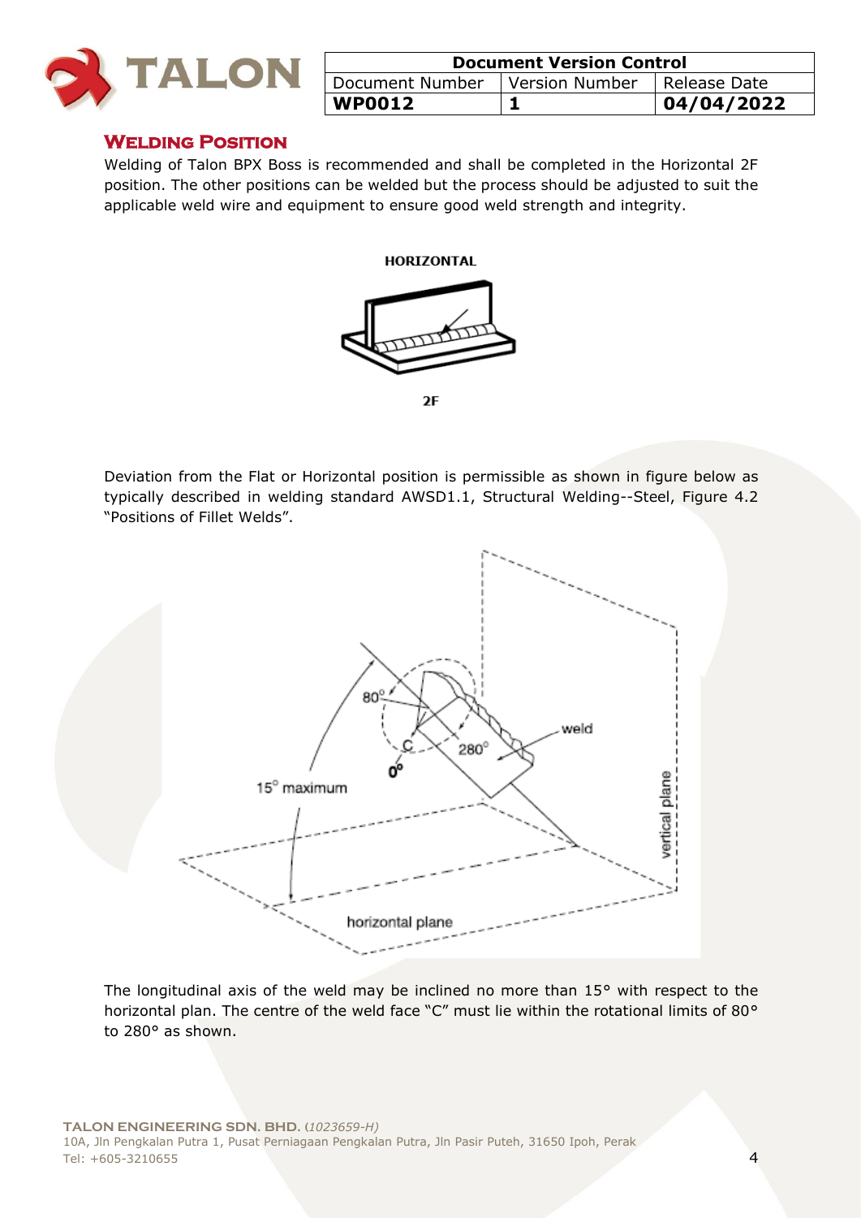| Document Version Control | | |
|---|---|---|
| Document Number | Version Number | Release Date |
| **WP0012** | **1** | **04/04/2022** |

## Welding Position

Welding of Talon BPX Boss is recommended and shall be completed in the Horizontal 2F position. The other positions can be welded but the process should be adjusted to suit the applicable weld wire and equipment to ensure good weld strength and integrity.

Deviation from the Flat or Horizontal position is permissible as shown in figure below as typically described in welding standard AWSD1.1, Structural Welding--Steel, Figure 4.2 "Positions of Fillet Welds".

The longitudinal axis of the weld may be inclined no more than 15° with respect to the horizontal plan. The centre of the weld face "C" must lie within the rotational limits of 80° to 280° as shown.

**TALON ENGINEERING SDN. BHD.** (*1023659-H*)
10A, Jln Pengkalan Putra 1, Pusat Perniagaan Pengkalan Putra, Jln Pasir Puteh, 31650 Ipoh, Perak
Tel: +605-3210655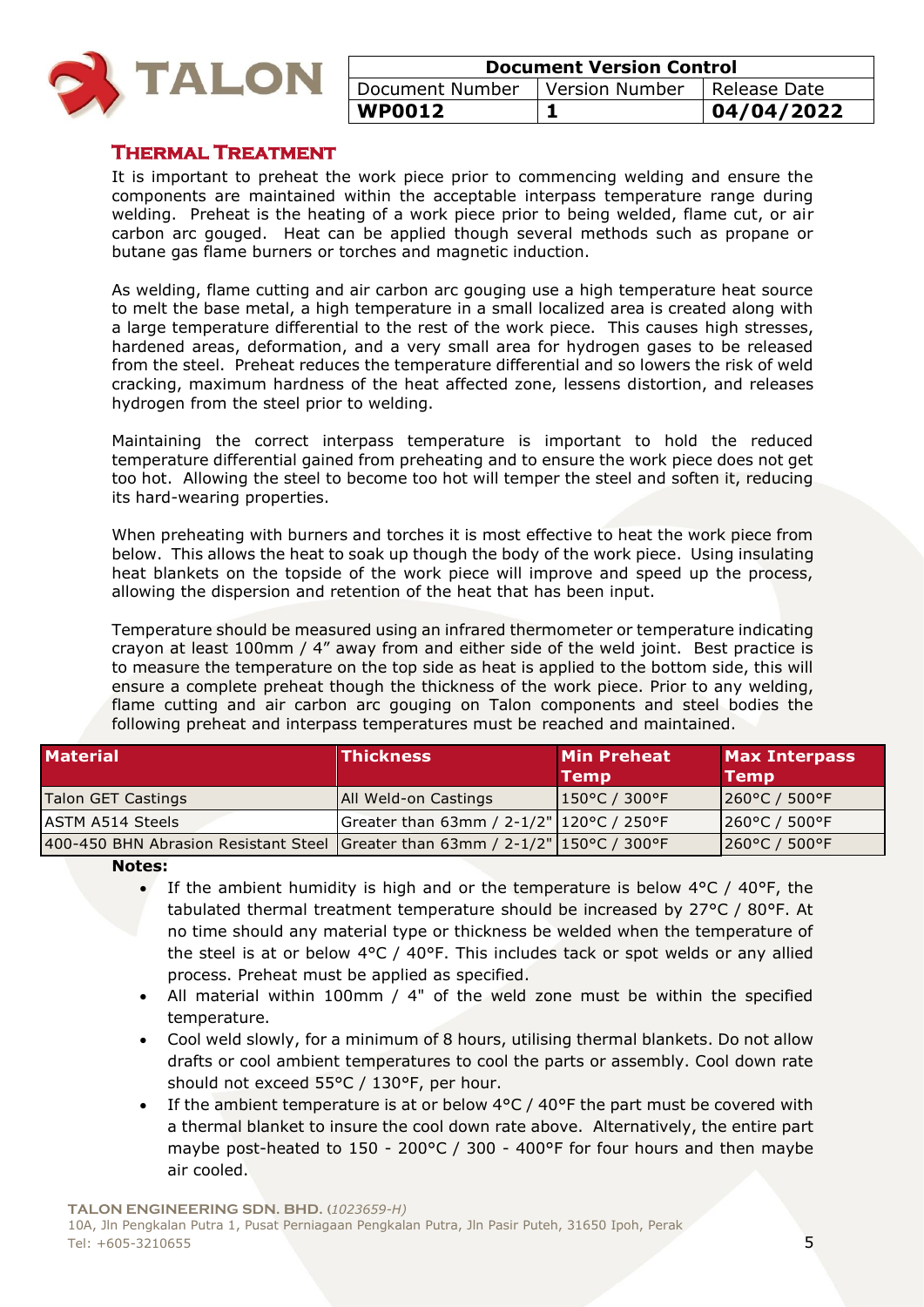| Document Version Control | | |
|---|---|---|
| Document Number | Version Number | Release Date |
| **WP0012** | **1** | **04/04/2022** |

## Thermal Treatment

It is important to preheat the work piece prior to commencing welding and ensure the components are maintained within the acceptable interpass temperature range during welding. Preheat is the heating of a work piece prior to being welded, flame cut, or air carbon arc gouged. Heat can be applied though several methods such as propane or butane gas flame burners or torches and magnetic induction.

As welding, flame cutting and air carbon arc gouging use a high temperature heat source to melt the base metal, a high temperature in a small localized area is created along with a large temperature differential to the rest of the work piece. This causes high stresses, hardened areas, deformation, and a very small area for hydrogen gases to be released from the steel. Preheat reduces the temperature differential and so lowers the risk of weld cracking, maximum hardness of the heat affected zone, lessens distortion, and releases hydrogen from the steel prior to welding.

Maintaining the correct interpass temperature is important to hold the reduced temperature differential gained from preheating and to ensure the work piece does not get too hot. Allowing the steel to become too hot will temper the steel and soften it, reducing its hard-wearing properties.

When preheating with burners and torches it is most effective to heat the work piece from below. This allows the heat to soak up though the body of the work piece. Using insulating heat blankets on the topside of the work piece will improve and speed up the process, allowing the dispersion and retention of the heat that has been input.

Temperature should be measured using an infrared thermometer or temperature indicating crayon at least 100mm / 4" away from and either side of the weld joint. Best practice is to measure the temperature on the top side as heat is applied to the bottom side, this will ensure a complete preheat though the thickness of the work piece. Prior to any welding, flame cutting and air carbon arc gouging on Talon components and steel bodies the following preheat and interpass temperatures must be reached and maintained.

| Material | Thickness | Min Preheat Temp | Max Interpass Temp |
|---|---|---|---|
| Talon GET Castings | All Weld-on Castings | 150°C / 300°F | 260°C / 500°F |
| ASTM A514 Steels | Greater than 63mm / 2-1/2" | 120°C / 250°F | 260°C / 500°F |
| 400-450 BHN Abrasion Resistant Steel | Greater than 63mm / 2-1/2" | 150°C / 300°F | 260°C / 500°F |

**Notes:**

- If the ambient humidity is high and or the temperature is below 4°C / 40°F, the tabulated thermal treatment temperature should be increased by 27°C / 80°F. At no time should any material type or thickness be welded when the temperature of the steel is at or below 4°C / 40°F. This includes tack or spot welds or any allied process. Preheat must be applied as specified.
- All material within 100mm / 4" of the weld zone must be within the specified temperature.
- Cool weld slowly, for a minimum of 8 hours, utilising thermal blankets. Do not allow drafts or cool ambient temperatures to cool the parts or assembly. Cool down rate should not exceed 55°C / 130°F, per hour.
- If the ambient temperature is at or below 4°C / 40°F the part must be covered with a thermal blanket to insure the cool down rate above. Alternatively, the entire part maybe post-heated to 150 - 200°C / 300 - 400°F for four hours and then maybe air cooled.

**TALON ENGINEERING SDN. BHD.** (*1023659-H*)
10A, Jln Pengkalan Putra 1, Pusat Perniagaan Pengkalan Putra, Jln Pasir Puteh, 31650 Ipoh, Perak
Tel: +605-3210655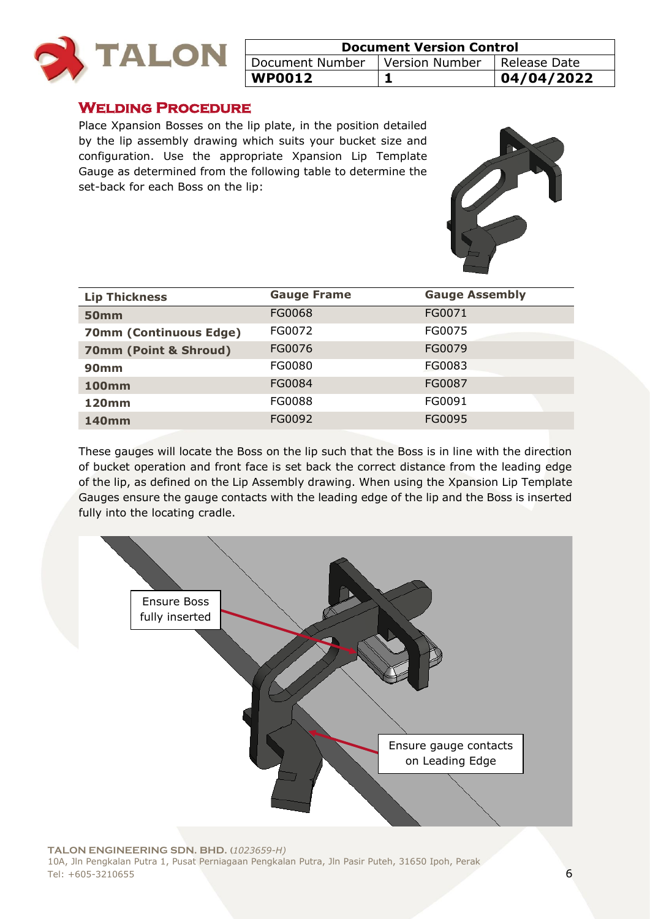| Document Version Control | | |
|---|---|---|
| Document Number | Version Number | Release Date |
| **WP0012** | **1** | **04/04/2022** |

## Welding Procedure

Place Xpansion Bosses on the lip plate, in the position detailed by the lip assembly drawing which suits your bucket size and configuration. Use the appropriate Xpansion Lip Template Gauge as determined from the following table to determine the set-back for each Boss on the lip:

| Lip Thickness | Gauge Frame | Gauge Assembly |
|---|---|---|
| **50mm** | FG0068 | FG0071 |
| **70mm (Continuous Edge)** | FG0072 | FG0075 |
| **70mm (Point & Shroud)** | FG0076 | FG0079 |
| **90mm** | FG0080 | FG0083 |
| **100mm** | FG0084 | FG0087 |
| **120mm** | FG0088 | FG0091 |
| **140mm** | FG0092 | FG0095 |

These gauges will locate the Boss on the lip such that the Boss is in line with the direction of bucket operation and front face is set back the correct distance from the leading edge of the lip, as defined on the Lip Assembly drawing. When using the Xpansion Lip Template Gauges ensure the gauge contacts with the leading edge of the lip and the Boss is inserted fully into the locating cradle.

Ensure Boss fully inserted

Ensure gauge contacts on Leading Edge

**TALON ENGINEERING SDN. BHD.** (*1023659-H*)
10A, Jln Pengkalan Putra 1, Pusat Perniagaan Pengkalan Putra, Jln Pasir Puteh, 31650 Ipoh, Perak
Tel: +605-3210655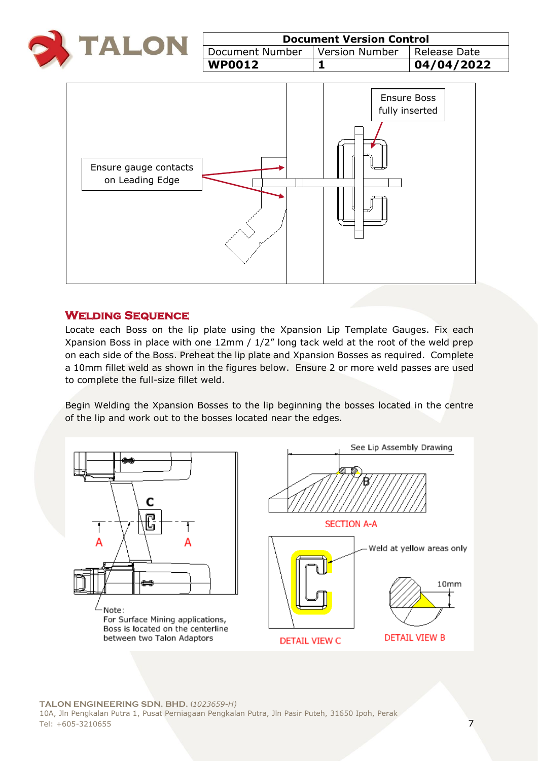| Document Version Control | | |
|---|---|---|
| Document Number | Version Number | Release Date |
| **WP0012** | **1** | **04/04/2022** |

Ensure gauge contacts on Leading Edge

Ensure Boss fully inserted

## Welding Sequence

Locate each Boss on the lip plate using the Xpansion Lip Template Gauges. Fix each Xpansion Boss in place with one 12mm / 1/2" long tack weld at the root of the weld prep on each side of the Boss. Preheat the lip plate and Xpansion Bosses as required. Complete a 10mm fillet weld as shown in the figures below. Ensure 2 or more weld passes are used to complete the full-size fillet weld.

Begin Welding the Xpansion Bosses to the lip beginning the bosses located in the centre of the lip and work out to the bosses located near the edges.

See Lip Assembly Drawing

SECTION A-A

Weld at yellow areas only

10mm

Note:
For Surface Mining applications, Boss is located on the centerline between two Talon Adaptors

DETAIL VIEW C

DETAIL VIEW B

**TALON ENGINEERING SDN. BHD.** *(1023659-H)*
10A, Jln Pengkalan Putra 1, Pusat Perniagaan Pengkalan Putra, Jln Pasir Puteh, 31650 Ipoh, Perak
Tel: +605-3210655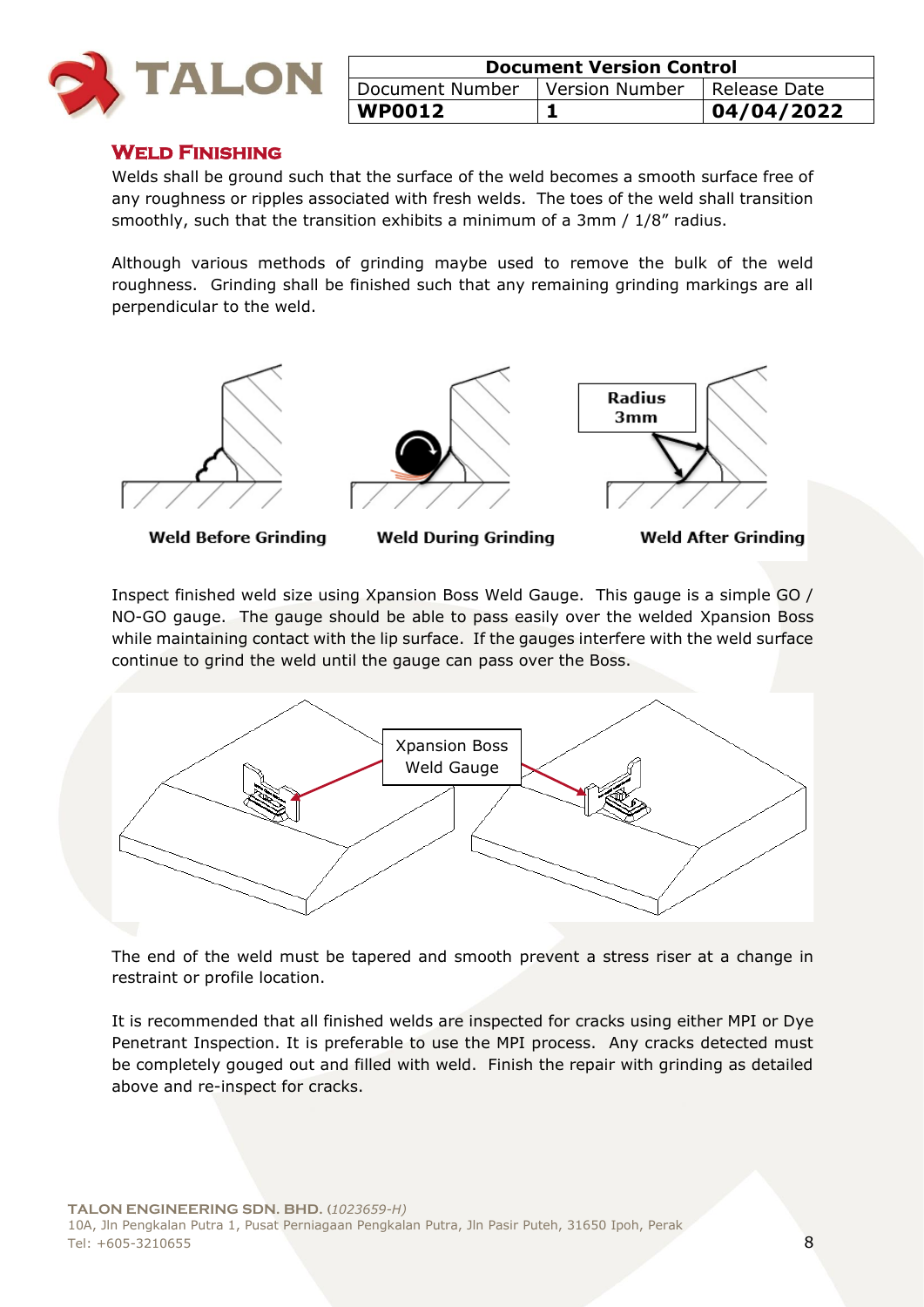## Weld Finishing

Welds shall be ground such that the surface of the weld becomes a smooth surface free of any roughness or ripples associated with fresh welds. The toes of the weld shall transition smoothly, such that the transition exhibits a minimum of a 3mm / 1/8" radius.

Although various methods of grinding maybe used to remove the bulk of the weld roughness. Grinding shall be finished such that any remaining grinding markings are all perpendicular to the weld.

Radius 3mm

**Weld Before Grinding** **Weld During Grinding** **Weld After Grinding**

Inspect finished weld size using Xpansion Boss Weld Gauge. This gauge is a simple GO / NO-GO gauge. The gauge should be able to pass easily over the welded Xpansion Boss while maintaining contact with the lip surface. If the gauges interfere with the weld surface continue to grind the weld until the gauge can pass over the Boss.

Xpansion Boss Weld Gauge

The end of the weld must be tapered and smooth prevent a stress riser at a change in restraint or profile location.

It is recommended that all finished welds are inspected for cracks using either MPI or Dye Penetrant Inspection. It is preferable to use the MPI process. Any cracks detected must be completely gouged out and filled with weld. Finish the repair with grinding as detailed above and re-inspect for cracks.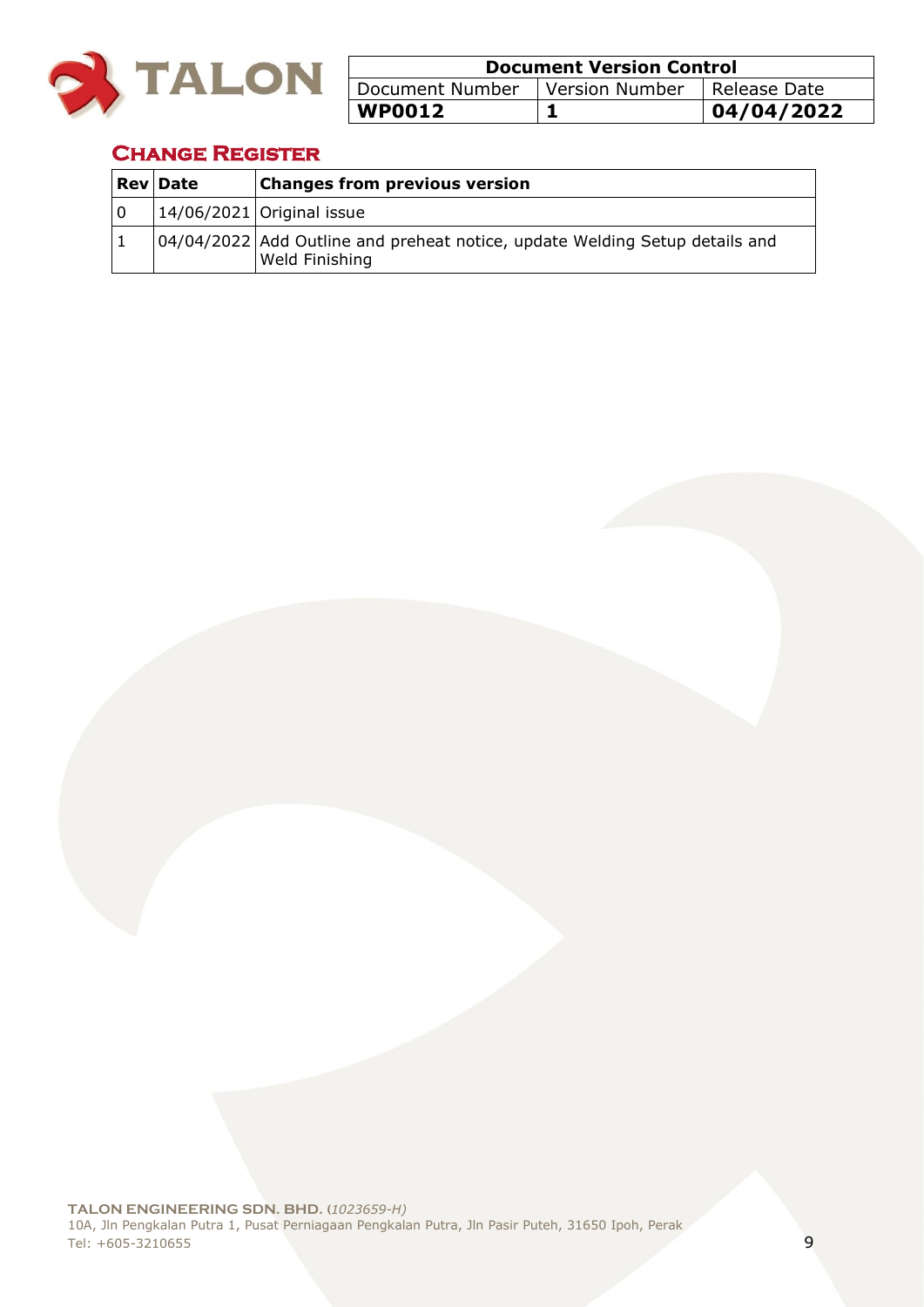| Document Version Control | | |
|---|---|---|
| Document Number | Version Number | Release Date |
| **WP0012** | **1** | **04/04/2022** |

## Change Register

| Rev | Date | Changes from previous version |
|---|---|---|
| 0 | 14/06/2021 | Original issue |
| 1 | 04/04/2022 | Add Outline and preheat notice, update Welding Setup details and Weld Finishing |